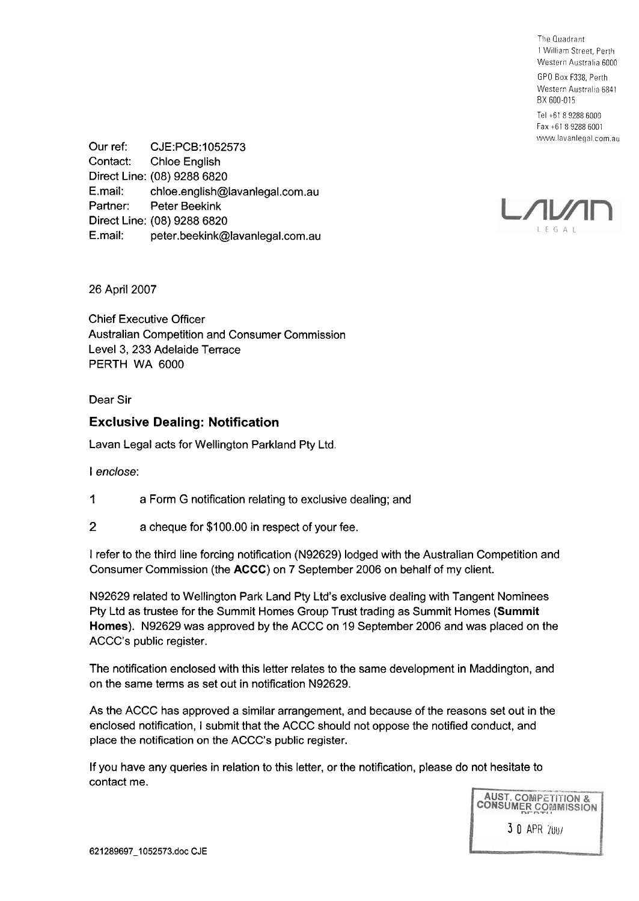The Quadrant
1 William Street, Perth
Western Australia 6000

GPO Box F338, Perth
Western Australia 6841
BX 600-015

Tel +61 8 9288 6000
Fax +61 8 9288 6001
www.lavanlegal.com.au

Our ref: CJE:PCB:1052573
Contact: Chloe English
Direct Line: (08) 9288 6820
E.mail: chloe.english@lavanlegal.com.au
Partner: Peter Beekink
Direct Line: (08) 9288 6820
E.mail: peter.beekink@lavanlegal.com.au

LAVAN LEGAL

26 April 2007

Chief Executive Officer
Australian Competition and Consumer Commission
Level 3, 233 Adelaide Terrace
PERTH WA 6000

Dear Sir

## Exclusive Dealing: Notification

Lavan Legal acts for Wellington Parkland Pty Ltd.

I *enclose*:

1. a Form G notification relating to exclusive dealing; and
2. a cheque for $100.00 in respect of your fee.

I refer to the third line forcing notification (N92629) lodged with the Australian Competition and Consumer Commission (the **ACCC**) on 7 September 2006 on behalf of my client.

N92629 related to Wellington Park Land Pty Ltd's exclusive dealing with Tangent Nominees Pty Ltd as trustee for the Summit Homes Group Trust trading as Summit Homes (**Summit Homes**). N92629 was approved by the ACCC on 19 September 2006 and was placed on the ACCC's public register.

The notification enclosed with this letter relates to the same development in Maddington, and on the same terms as set out in notification N92629.

As the ACCC has approved a similar arrangement, and because of the reasons set out in the enclosed notification, I submit that the ACCC should not oppose the notified conduct, and place the notification on the ACCC's public register.

If you have any queries in relation to this letter, or the notification, please do not hesitate to contact me.

AUST. COMPETITION & CONSUMER COMMISSION
PERTH
30 APR 2007

621289697_1052573.doc CJE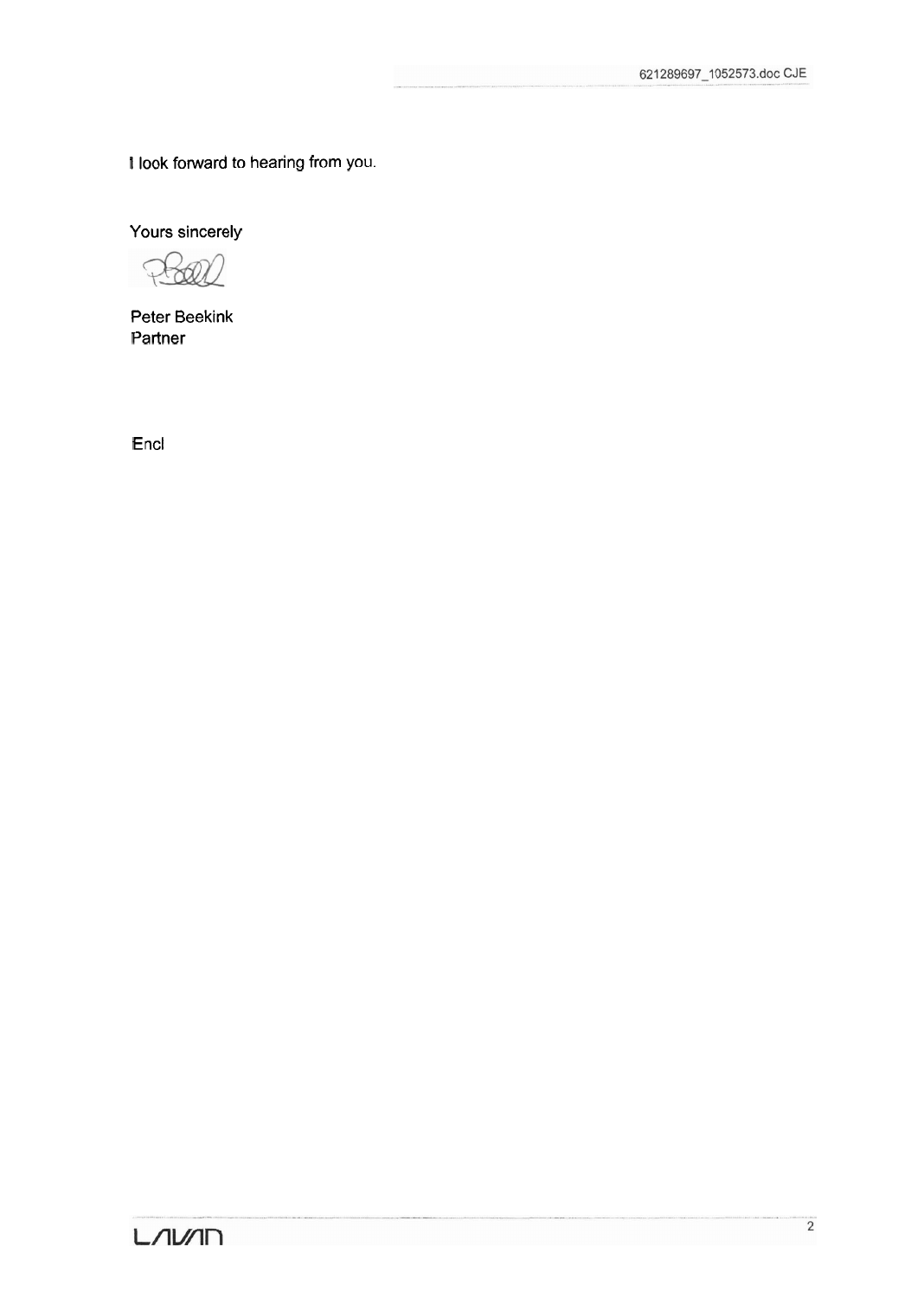I look forward to hearing from you.

Yours sincerely

Peter Beekink
Partner

Encl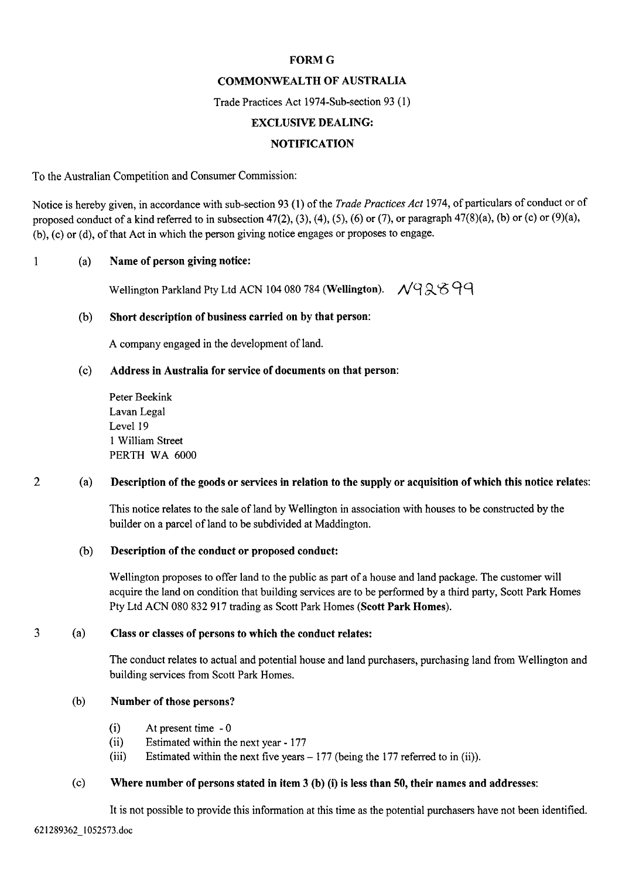**FORM G**

**COMMONWEALTH OF AUSTRALIA**

Trade Practices Act 1974-Sub-section 93 (1)

**EXCLUSIVE DEALING:**

**NOTIFICATION**

To the Australian Competition and Consumer Commission:

Notice is hereby given, in accordance with sub-section 93 (1) of the *Trade Practices Act* 1974, of particulars of conduct or of proposed conduct of a kind referred to in subsection 47(2), (3), (4), (5), (6) or (7), or paragraph 47(8)(a), (b) or (c) or (9)(a), (b), (c) or (d), of that Act in which the person giving notice engages or proposes to engage.

1 (a) **Name of person giving notice:**

Wellington Parkland Pty Ltd ACN 104 080 784 (**Wellington**). N92899

(b) **Short description of business carried on by that person:**

A company engaged in the development of land.

(c) **Address in Australia for service of documents on that person:**

Peter Beekink
Lavan Legal
Level 19
1 William Street
PERTH WA 6000

2 (a) **Description of the goods or services in relation to the supply or acquisition of which this notice relates:**

This notice relates to the sale of land by Wellington in association with houses to be constructed by the builder on a parcel of land to be subdivided at Maddington.

(b) **Description of the conduct or proposed conduct:**

Wellington proposes to offer land to the public as part of a house and land package. The customer will acquire the land on condition that building services are to be performed by a third party, Scott Park Homes Pty Ltd ACN 080 832 917 trading as Scott Park Homes (**Scott Park Homes**).

3 (a) **Class or classes of persons to which the conduct relates:**

The conduct relates to actual and potential house and land purchasers, purchasing land from Wellington and building services from Scott Park Homes.

(b) **Number of those persons?**

(i) At present time - 0
(ii) Estimated within the next year - 177
(iii) Estimated within the next five years – 177 (being the 177 referred to in (ii)).

(c) **Where number of persons stated in item 3 (b) (i) is less than 50, their names and addresses:**

It is not possible to provide this information at this time as the potential purchasers have not been identified.

621289362_1052573.doc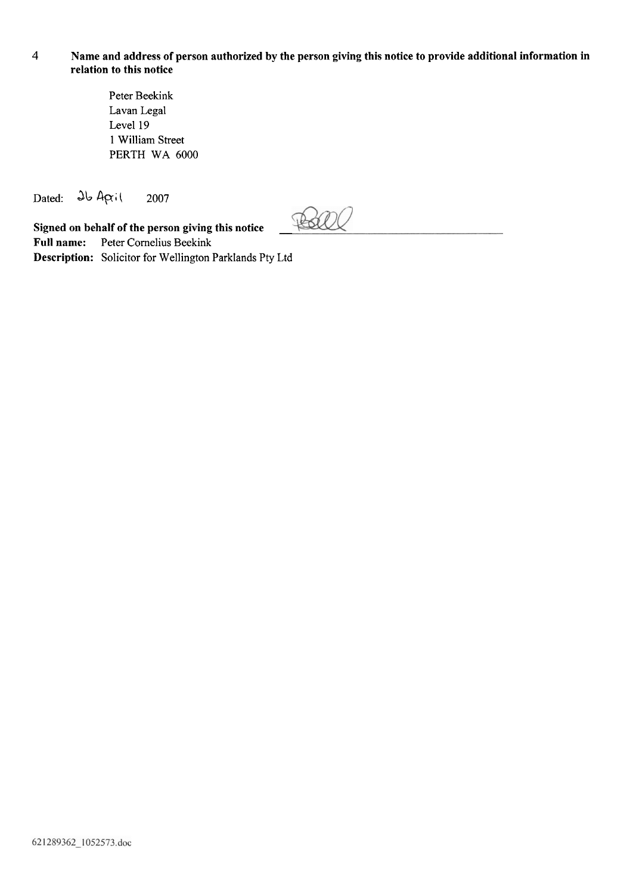4 **Name and address of person authorized by the person giving this notice to provide additional information in relation to this notice**

Peter Beekink
Lavan Legal
Level 19
1 William Street
PERTH WA 6000

Dated: 26 April 2007

**Signed on behalf of the person giving this notice** ____________________

**Full name:** Peter Cornelius Beekink

**Description:** Solicitor for Wellington Parklands Pty Ltd

621289362_1052573.doc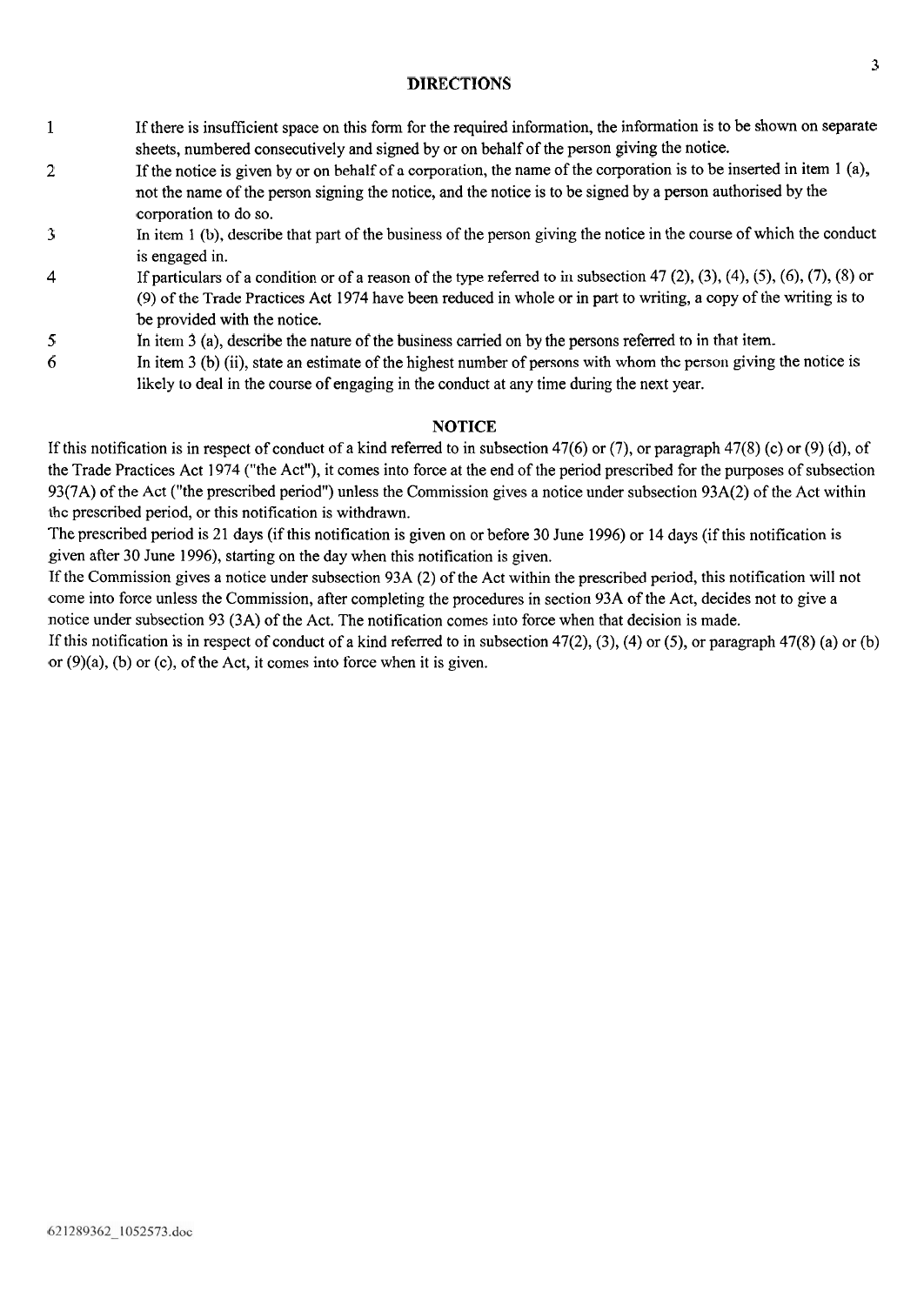## DIRECTIONS

1. If there is insufficient space on this form for the required information, the information is to be shown on separate sheets, numbered consecutively and signed by or on behalf of the person giving the notice.
2. If the notice is given by or on behalf of a corporation, the name of the corporation is to be inserted in item 1 (a), not the name of the person signing the notice, and the notice is to be signed by a person authorised by the corporation to do so.
3. In item 1 (b), describe that part of the business of the person giving the notice in the course of which the conduct is engaged in.
4. If particulars of a condition or of a reason of the type referred to in subsection 47 (2), (3), (4), (5), (6), (7), (8) or (9) of the Trade Practices Act 1974 have been reduced in whole or in part to writing, a copy of the writing is to be provided with the notice.
5. In item 3 (a), describe the nature of the business carried on by the persons referred to in that item.
6. In item 3 (b) (ii), state an estimate of the highest number of persons with whom the person giving the notice is likely to deal in the course of engaging in the conduct at any time during the next year.

## NOTICE

If this notification is in respect of conduct of a kind referred to in subsection 47(6) or (7), or paragraph 47(8) (c) or (9) (d), of the Trade Practices Act 1974 ("the Act"), it comes into force at the end of the period prescribed for the purposes of subsection 93(7A) of the Act ("the prescribed period") unless the Commission gives a notice under subsection 93A(2) of the Act within the prescribed period, or this notification is withdrawn.

The prescribed period is 21 days (if this notification is given on or before 30 June 1996) or 14 days (if this notification is given after 30 June 1996), starting on the day when this notification is given.

If the Commission gives a notice under subsection 93A (2) of the Act within the prescribed period, this notification will not come into force unless the Commission, after completing the procedures in section 93A of the Act, decides not to give a notice under subsection 93 (3A) of the Act. The notification comes into force when that decision is made.

If this notification is in respect of conduct of a kind referred to in subsection 47(2), (3), (4) or (5), or paragraph 47(8) (a) or (b) or (9)(a), (b) or (c), of the Act, it comes into force when it is given.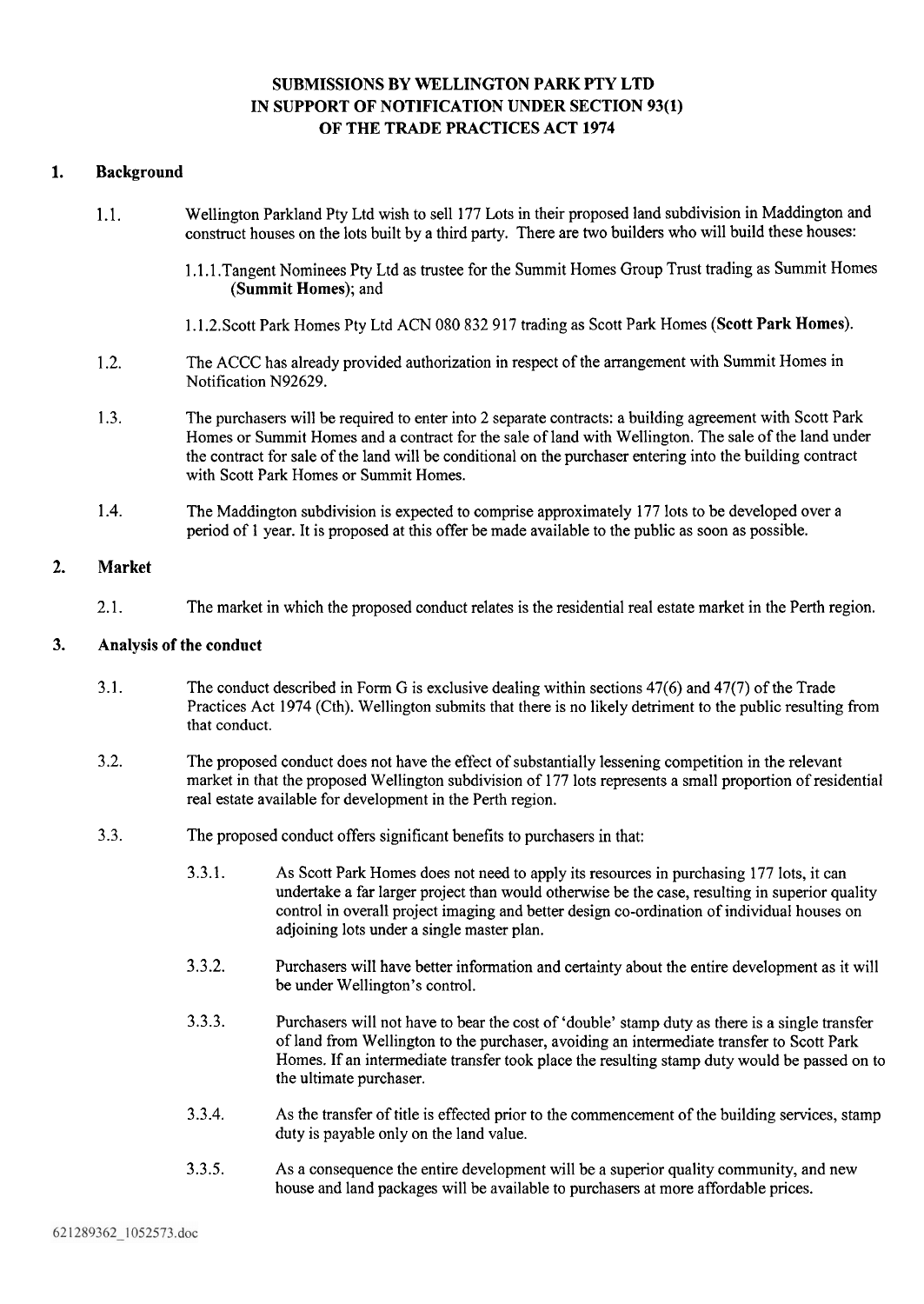# SUBMISSIONS BY WELLINGTON PARK PTY LTD IN SUPPORT OF NOTIFICATION UNDER SECTION 93(1) OF THE TRADE PRACTICES ACT 1974

## 1. Background

1.1. Wellington Parkland Pty Ltd wish to sell 177 Lots in their proposed land subdivision in Maddington and construct houses on the lots built by a third party. There are two builders who will build these houses:

1.1.1. Tangent Nominees Pty Ltd as trustee for the Summit Homes Group Trust trading as Summit Homes (**Summit Homes**); and

1.1.2. Scott Park Homes Pty Ltd ACN 080 832 917 trading as Scott Park Homes (**Scott Park Homes**).

1.2. The ACCC has already provided authorization in respect of the arrangement with Summit Homes in Notification N92629.

1.3. The purchasers will be required to enter into 2 separate contracts: a building agreement with Scott Park Homes or Summit Homes and a contract for the sale of land with Wellington. The sale of the land under the contract for sale of the land will be conditional on the purchaser entering into the building contract with Scott Park Homes or Summit Homes.

1.4. The Maddington subdivision is expected to comprise approximately 177 lots to be developed over a period of 1 year. It is proposed at this offer be made available to the public as soon as possible.

## 2. Market

2.1. The market in which the proposed conduct relates is the residential real estate market in the Perth region.

## 3. Analysis of the conduct

3.1. The conduct described in Form G is exclusive dealing within sections 47(6) and 47(7) of the Trade Practices Act 1974 (Cth). Wellington submits that there is no likely detriment to the public resulting from that conduct.

3.2. The proposed conduct does not have the effect of substantially lessening competition in the relevant market in that the proposed Wellington subdivision of 177 lots represents a small proportion of residential real estate available for development in the Perth region.

3.3. The proposed conduct offers significant benefits to purchasers in that:

3.3.1. As Scott Park Homes does not need to apply its resources in purchasing 177 lots, it can undertake a far larger project than would otherwise be the case, resulting in superior quality control in overall project imaging and better design co-ordination of individual houses on adjoining lots under a single master plan.

3.3.2. Purchasers will have better information and certainty about the entire development as it will be under Wellington's control.

3.3.3. Purchasers will not have to bear the cost of 'double' stamp duty as there is a single transfer of land from Wellington to the purchaser, avoiding an intermediate transfer to Scott Park Homes. If an intermediate transfer took place the resulting stamp duty would be passed on to the ultimate purchaser.

3.3.4. As the transfer of title is effected prior to the commencement of the building services, stamp duty is payable only on the land value.

3.3.5. As a consequence the entire development will be a superior quality community, and new house and land packages will be available to purchasers at more affordable prices.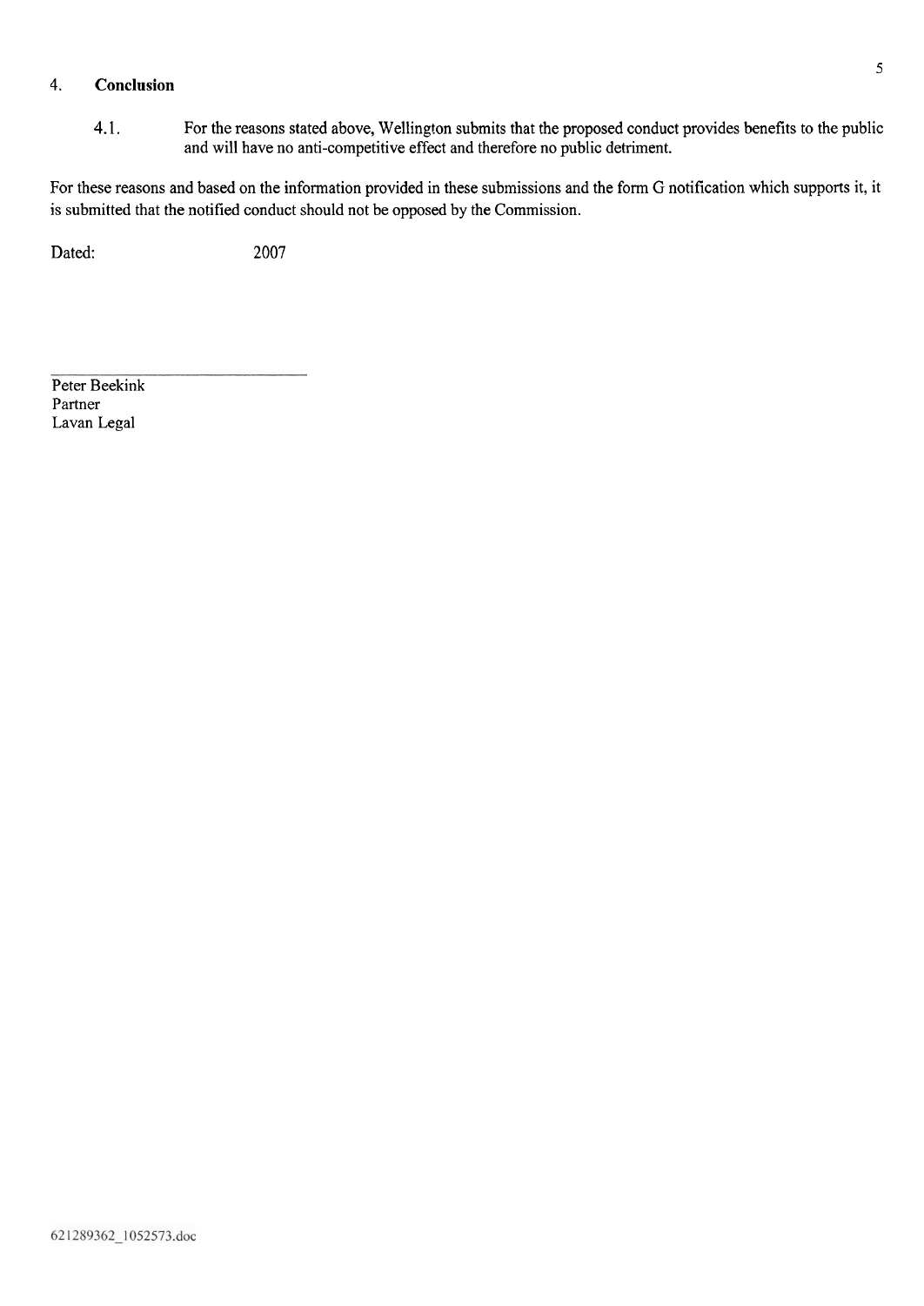## 4. Conclusion

4.1. For the reasons stated above, Wellington submits that the proposed conduct provides benefits to the public and will have no anti-competitive effect and therefore no public detriment.

For these reasons and based on the information provided in these submissions and the form G notification which supports it, it is submitted that the notified conduct should not be opposed by the Commission.

Dated: 2007

Peter Beekink
Partner
Lavan Legal

621289362_1052573.doc